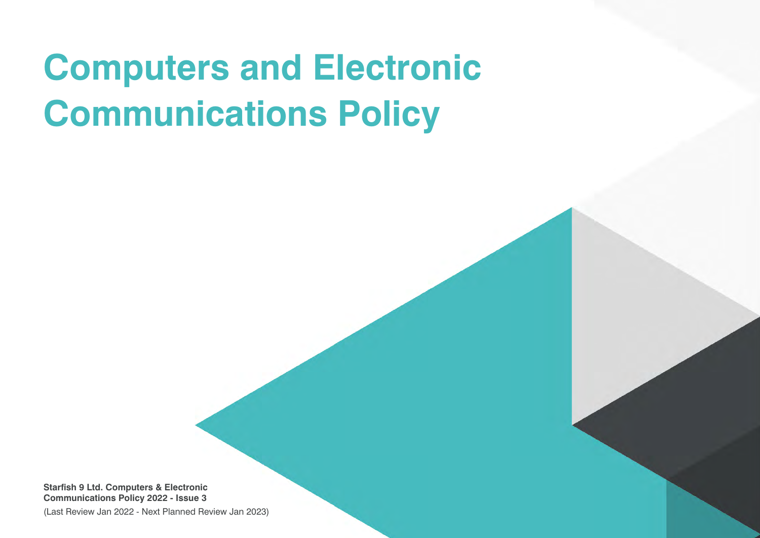# Computers and Electronic Communications Policy

**Starfish 9 Ltd. Computers & Electronic Communications Policy 2022 - Issue 3**

(Last Review Jan 2022 - Next Planned Review Jan 2023)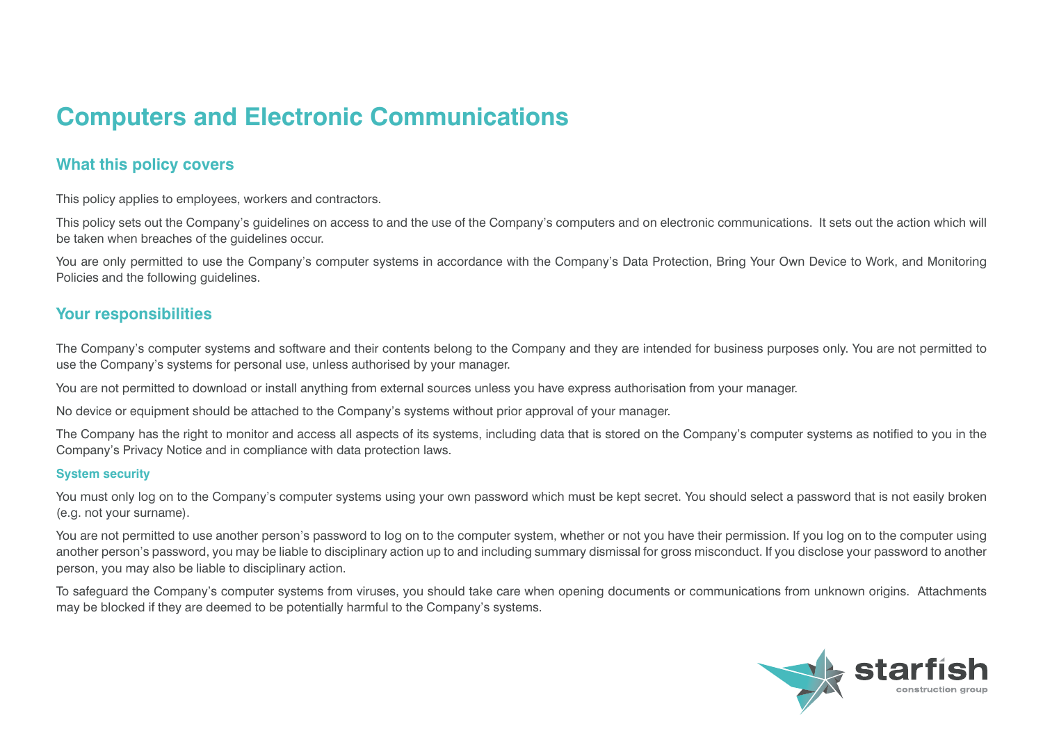# Computers and Electronic Communications

## What this policy covers

This policy applies to employees, workers and contractors.

This policy sets out the Company's guidelines on access to and the use of the Company's computers and on electronic communications. It sets out the action which will be taken when breaches of the guidelines occur.

You are only permitted to use the Company's computer systems in accordance with the Company's Data Protection, Bring Your Own Device to Work, and Monitoring Policies and the following guidelines.

## Your responsibilities

The Company's computer systems and software and their contents belong to the Company and they are intended for business purposes only. You are not permitted to use the Company's systems for personal use, unless authorised by your manager.

You are not permitted to download or install anything from external sources unless you have express authorisation from your manager.

No device or equipment should be attached to the Company's systems without prior approval of your manager.

The Company has the right to monitor and access all aspects of its systems, including data that is stored on the Company's computer systems as notified to you in the Company's Privacy Notice and in compliance with data protection laws.

### System security

You must only log on to the Company's computer systems using your own password which must be kept secret. You should select a password that is not easily broken (e.g. not your surname).

You are not permitted to use another person's password to log on to the computer system, whether or not you have their permission. If you log on to the computer using another person's password, you may be liable to disciplinary action up to and including summary dismissal for gross misconduct. If you disclose your password to another person, you may also be liable to disciplinary action.

To safeguard the Company's computer systems from viruses, you should take care when opening documents or communications from unknown origins. Attachments may be blocked if they are deemed to be potentially harmful to the Company's systems.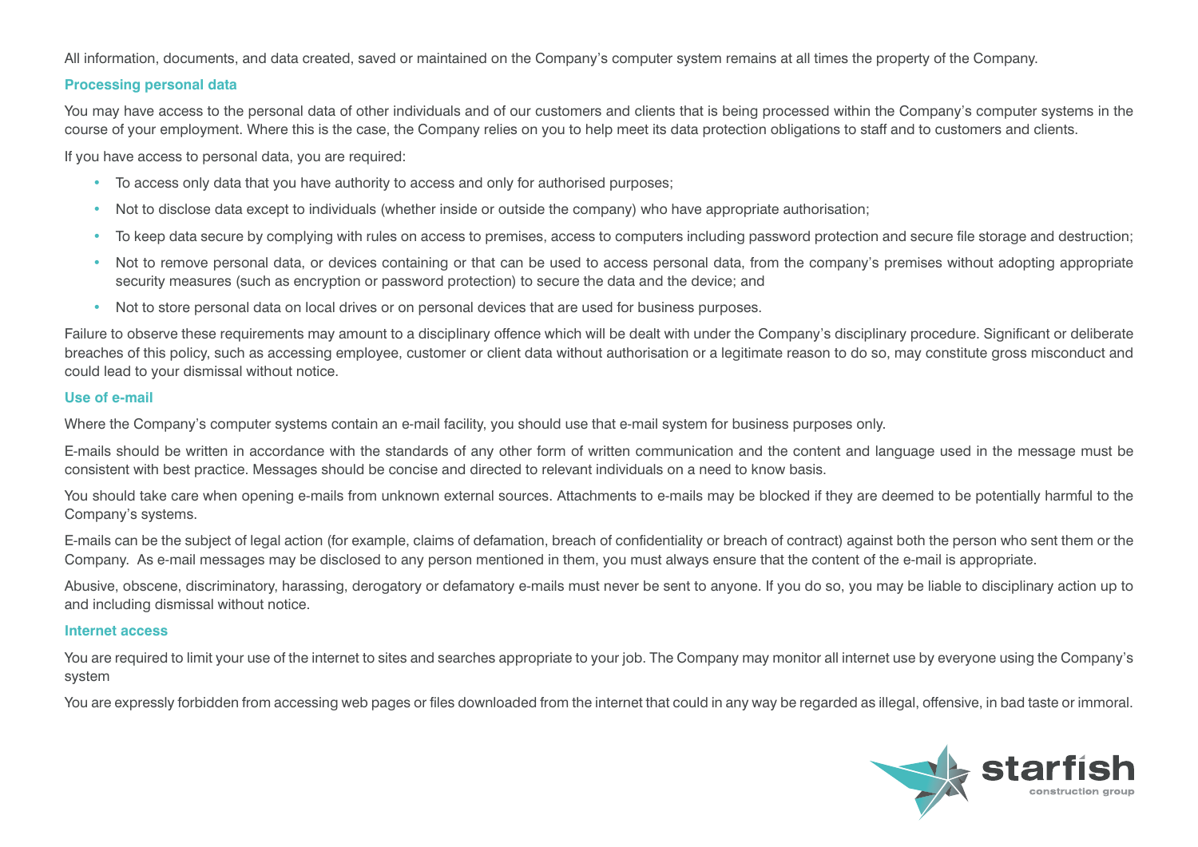All information, documents, and data created, saved or maintained on the Company's computer system remains at all times the property of the Company.

### Processing personal data

You may have access to the personal data of other individuals and of our customers and clients that is being processed within the Company's computer systems in the course of your employment. Where this is the case, the Company relies on you to help meet its data protection obligations to staff and to customers and clients.

If you have access to personal data, you are required:

- To access only data that you have authority to access and only for authorised purposes;
- Not to disclose data except to individuals (whether inside or outside the company) who have appropriate authorisation;
- To keep data secure by complying with rules on access to premises, access to computers including password protection and secure file storage and destruction;
- Not to remove personal data, or devices containing or that can be used to access personal data, from the company's premises without adopting appropriate security measures (such as encryption or password protection) to secure the data and the device; and
- Not to store personal data on local drives or on personal devices that are used for business purposes.

Failure to observe these requirements may amount to a disciplinary offence which will be dealt with under the Company's disciplinary procedure. Significant or deliberate breaches of this policy, such as accessing employee, customer or client data without authorisation or a legitimate reason to do so, may constitute gross misconduct and could lead to your dismissal without notice.

### Use of e-mail

Where the Company's computer systems contain an e-mail facility, you should use that e-mail system for business purposes only.

E-mails should be written in accordance with the standards of any other form of written communication and the content and language used in the message must be consistent with best practice. Messages should be concise and directed to relevant individuals on a need to know basis.

You should take care when opening e-mails from unknown external sources. Attachments to e-mails may be blocked if they are deemed to be potentially harmful to the Company's systems.

E-mails can be the subject of legal action (for example, claims of defamation, breach of confidentiality or breach of contract) against both the person who sent them or the Company. As e-mail messages may be disclosed to any person mentioned in them, you must always ensure that the content of the e-mail is appropriate.

Abusive, obscene, discriminatory, harassing, derogatory or defamatory e-mails must never be sent to anyone. If you do so, you may be liable to disciplinary action up to and including dismissal without notice.

### Internet access

You are required to limit your use of the internet to sites and searches appropriate to your job. The Company may monitor all internet use by everyone using the Company's system

You are expressly forbidden from accessing web pages or files downloaded from the internet that could in any way be regarded as illegal, offensive, in bad taste or immoral.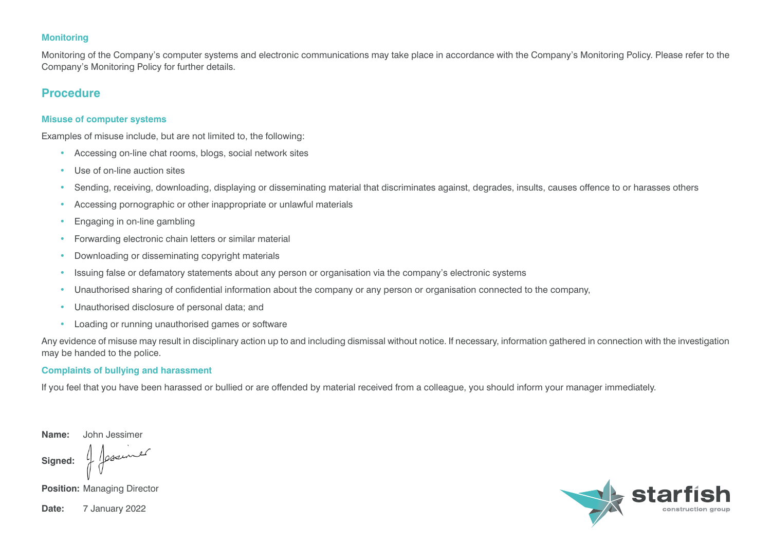### Monitoring

Monitoring of the Company's computer systems and electronic communications may take place in accordance with the Company's Monitoring Policy. Please refer to the Company's Monitoring Policy for further details.

## Procedure

### Misuse of computer systems

Examples of misuse include, but are not limited to, the following:

- Accessing on-line chat rooms, blogs, social network sites
- Use of on-line auction sites
- Sending, receiving, downloading, displaying or disseminating material that discriminates against, degrades, insults, causes offence to or harasses others
- Accessing pornographic or other inappropriate or unlawful materials
- Engaging in on-line gambling
- Forwarding electronic chain letters or similar material
- Downloading or disseminating copyright materials
- Issuing false or defamatory statements about any person or organisation via the company's electronic systems
- Unauthorised sharing of confidential information about the company or any person or organisation connected to the company,
- Unauthorised disclosure of personal data; and
- Loading or running unauthorised games or software

Any evidence of misuse may result in disciplinary action up to and including dismissal without notice. If necessary, information gathered in connection with the investigation may be handed to the police.

### Complaints of bullying and harassment

If you feel that you have been harassed or bullied or are offended by material received from a colleague, you should inform your manager immediately.

**Name:** John Jessimer

**Signed:** J Jessimer

**Position:** Managing Director

**Date:** 7 January 2022

starfish
construction group